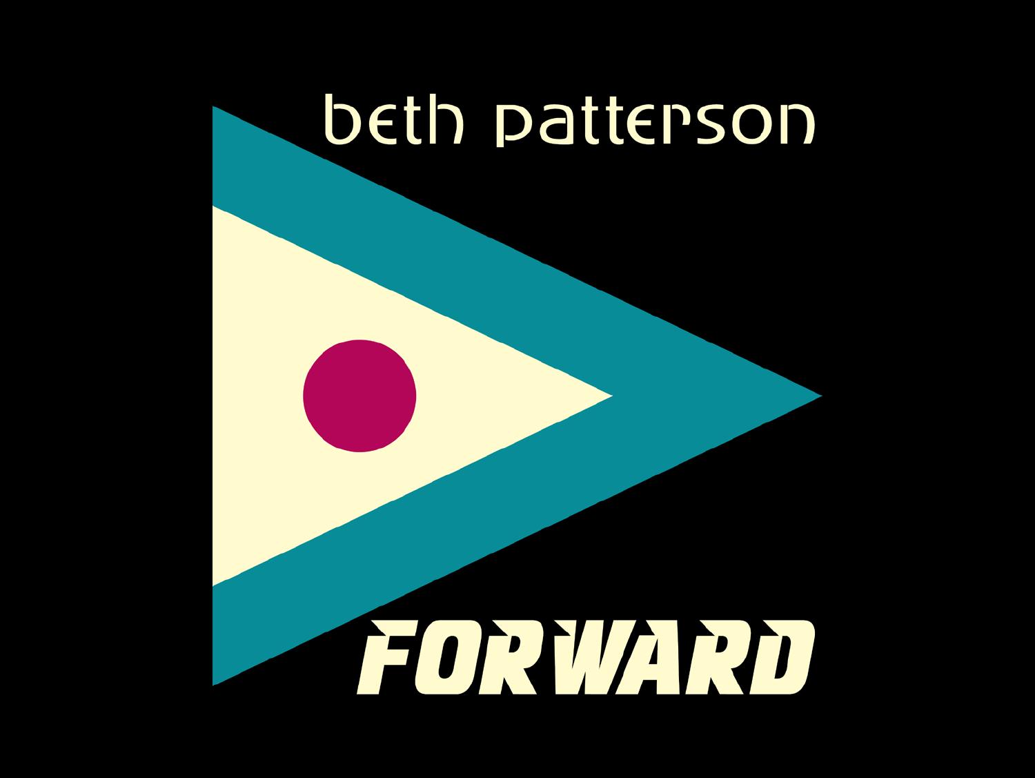beth patterson

# FORWARD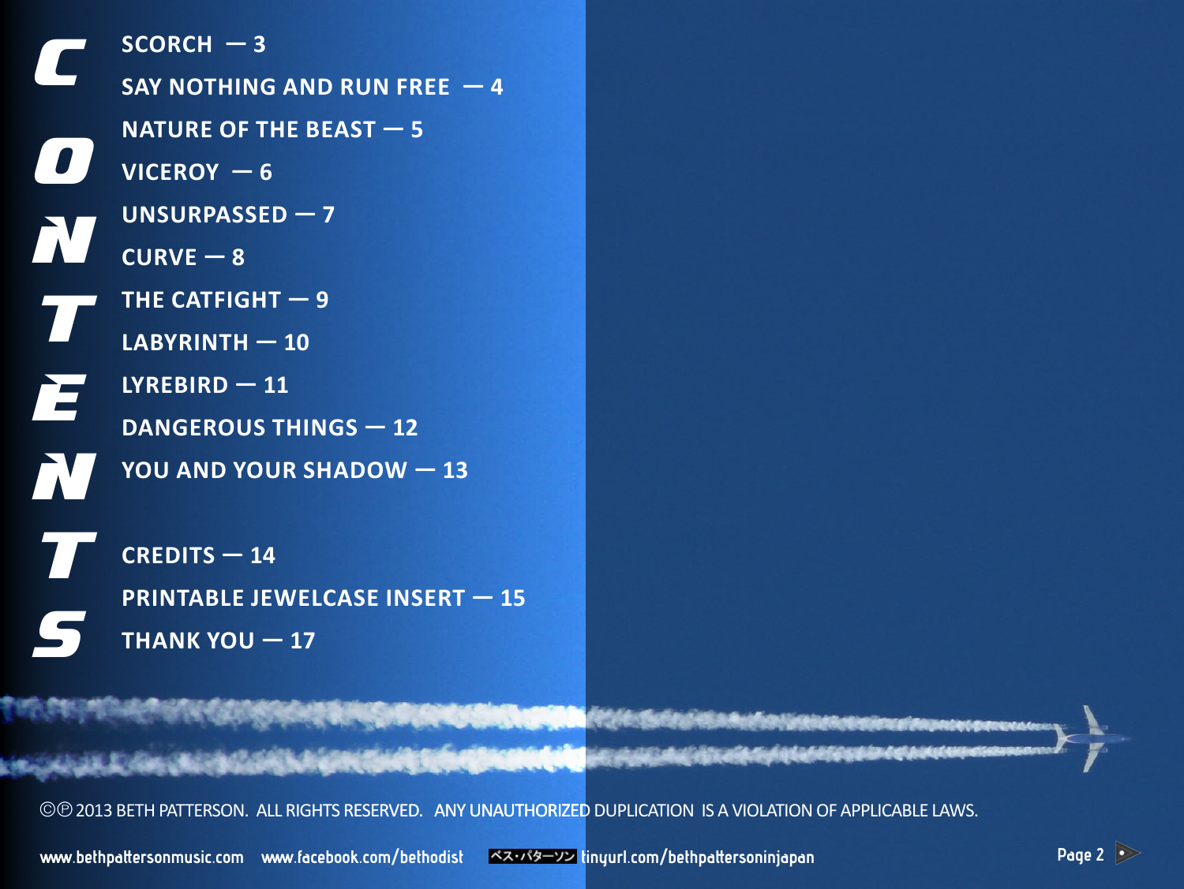# CONTENTS

SCORCH — 3

SAY NOTHING AND RUN FREE — 4

NATURE OF THE BEAST — 5

VICEROY — 6

UNSURPASSED — 7

CURVE — 8

THE CATFIGHT — 9

LABYRINTH — 10

LYREBIRD — 11

DANGEROUS THINGS — 12

YOU AND YOUR SHADOW — 13

CREDITS — 14

PRINTABLE JEWELCASE INSERT — 15

THANK YOU — 17

©℗ 2013 BETH PATTERSON. ALL RIGHTS RESERVED. ANY UNAUTHORIZED DUPLICATION IS A VIOLATION OF APPLICABLE LAWS.

www.bethpattersonmusic.com www.facebook.com/bethodist ベス・パターソン tinyurl.com/bethpattersoninjapan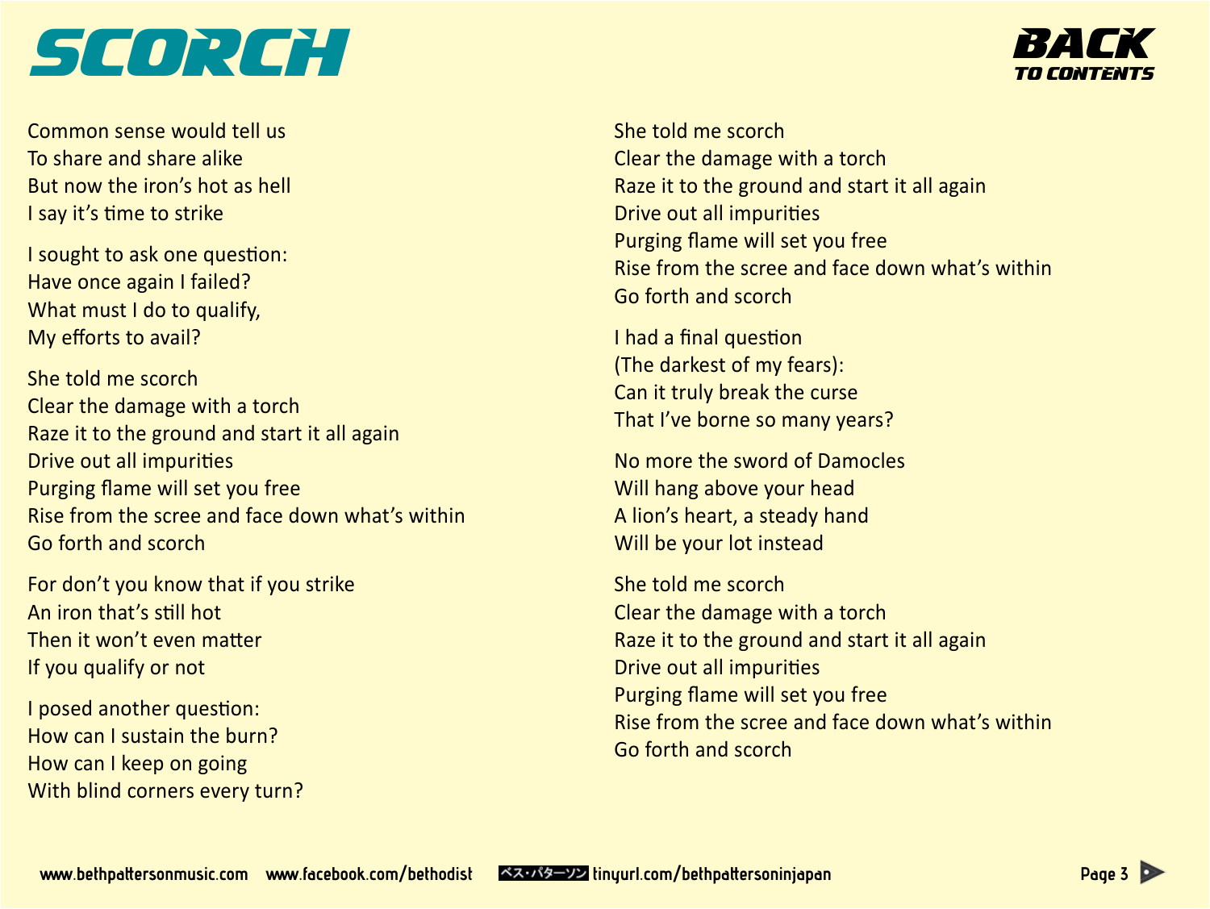# SCORCH

Common sense would tell us
To share and share alike
But now the iron's hot as hell
I say it's time to strike

I sought to ask one question:
Have once again I failed?
What must I do to qualify,
My efforts to avail?

She told me scorch
Clear the damage with a torch
Raze it to the ground and start it all again
Drive out all impurities
Purging flame will set you free
Rise from the scree and face down what's within
Go forth and scorch

For don't you know that if you strike
An iron that's still hot
Then it won't even matter
If you qualify or not

I posed another question:
How can I sustain the burn?
How can I keep on going
With blind corners every turn?

She told me scorch
Clear the damage with a torch
Raze it to the ground and start it all again
Drive out all impurities
Purging flame will set you free
Rise from the scree and face down what's within
Go forth and scorch

I had a final question
(The darkest of my fears):
Can it truly break the curse
That I've borne so many years?

No more the sword of Damocles
Will hang above your head
A lion's heart, a steady hand
Will be your lot instead

She told me scorch
Clear the damage with a torch
Raze it to the ground and start it all again
Drive out all impurities
Purging flame will set you free
Rise from the scree and face down what's within
Go forth and scorch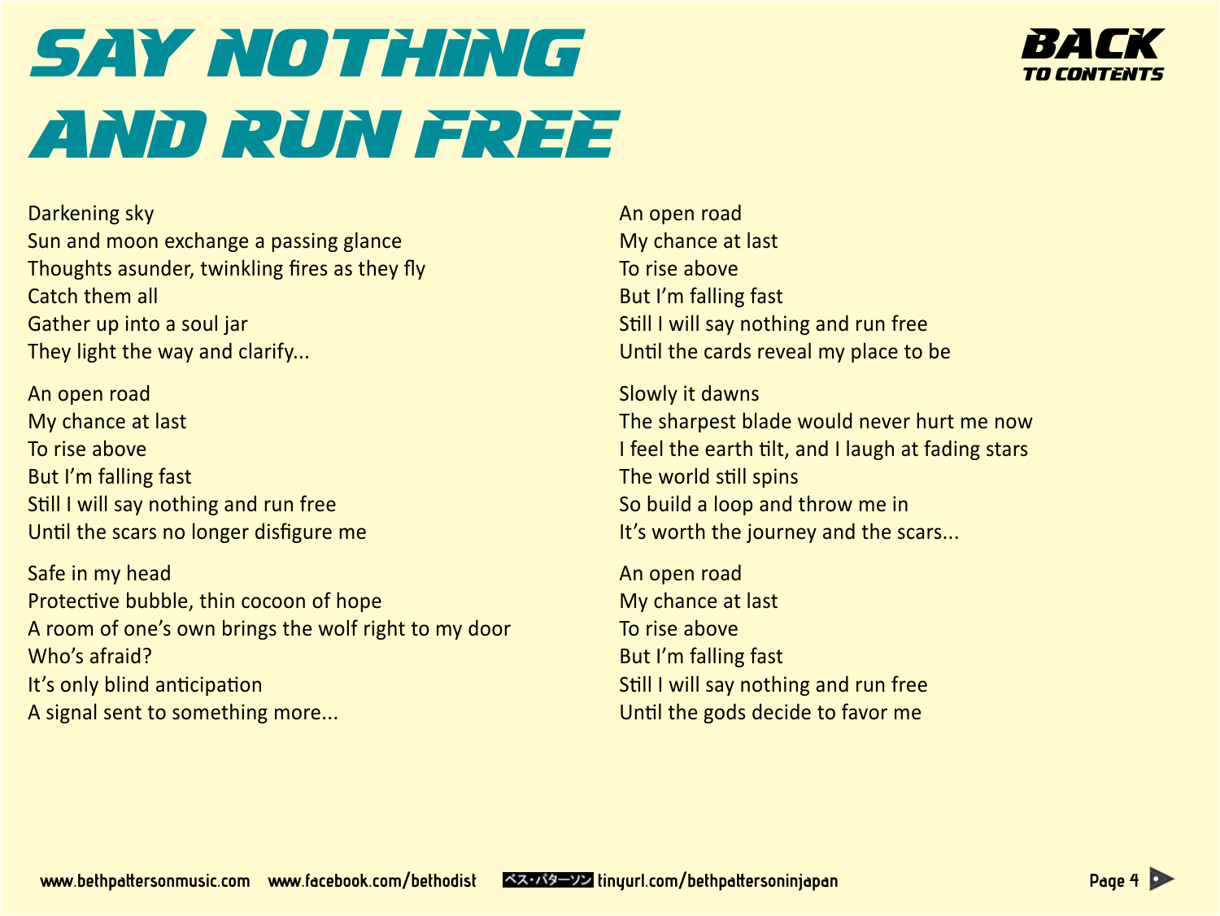# Say Nothing and Run Free

Darkening sky
Sun and moon exchange a passing glance
Thoughts asunder, twinkling fires as they fly
Catch them all
Gather up into a soul jar
They light the way and clarify...

An open road
My chance at last
To rise above
But I'm falling fast
Still I will say nothing and run free
Until the scars no longer disfigure me

Safe in my head
Protective bubble, thin cocoon of hope
A room of one's own brings the wolf right to my door
Who's afraid?
It's only blind anticipation
A signal sent to something more...

An open road
My chance at last
To rise above
But I'm falling fast
Still I will say nothing and run free
Until the cards reveal my place to be

Slowly it dawns
The sharpest blade would never hurt me now
I feel the earth tilt, and I laugh at fading stars
The world still spins
So build a loop and throw me in
It's worth the journey and the scars...

An open road
My chance at last
To rise above
But I'm falling fast
Still I will say nothing and run free
Until the gods decide to favor me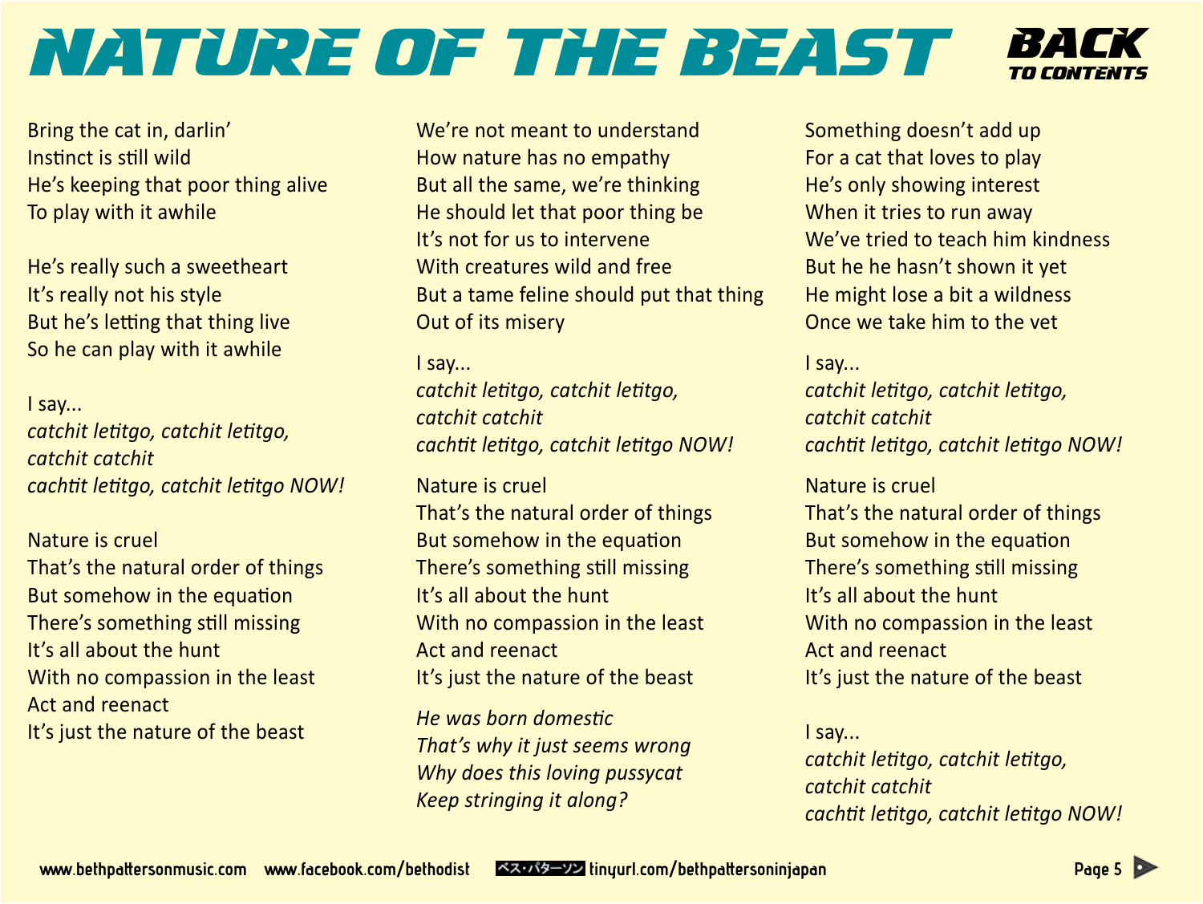# NATURE OF THE BEAST

BACK TO CONTENTS

Bring the cat in, darlin'
Instinct is still wild
He's keeping that poor thing alive
To play with it awhile

He's really such a sweetheart
It's really not his style
But he's letting that thing live
So he can play with it awhile

I say...
*catchit letitgo, catchit letitgo,*
*catchit catchit*
*cachtit letitgo, catchit letitgo NOW!*

Nature is cruel
That's the natural order of things
But somehow in the equation
There's something still missing
It's all about the hunt
With no compassion in the least
Act and reenact
It's just the nature of the beast

We're not meant to understand
How nature has no empathy
But all the same, we're thinking
He should let that poor thing be
It's not for us to intervene
With creatures wild and free
But a tame feline should put that thing
Out of its misery

I say...
*catchit letitgo, catchit letitgo,*
*catchit catchit*
*cachtit letitgo, catchit letitgo NOW!*

Nature is cruel
That's the natural order of things
But somehow in the equation
There's something still missing
It's all about the hunt
With no compassion in the least
Act and reenact
It's just the nature of the beast

*He was born domestic*
*That's why it just seems wrong*
*Why does this loving pussycat*
*Keep stringing it along?*

Something doesn't add up
For a cat that loves to play
He's only showing interest
When it tries to run away
We've tried to teach him kindness
But he he hasn't shown it yet
He might lose a bit a wildness
Once we take him to the vet

I say...
*catchit letitgo, catchit letitgo,*
*catchit catchit*
*cachtit letitgo, catchit letitgo NOW!*

Nature is cruel
That's the natural order of things
But somehow in the equation
There's something still missing
It's all about the hunt
With no compassion in the least
Act and reenact
It's just the nature of the beast

I say...
*catchit letitgo, catchit letitgo,*
*catchit catchit*
*cachtit letitgo, catchit letitgo NOW!*

www.bethpattersonmusic.com www.facebook.com/bethodist ベス・パターソン tinyurl.com/bethpattersoninjapan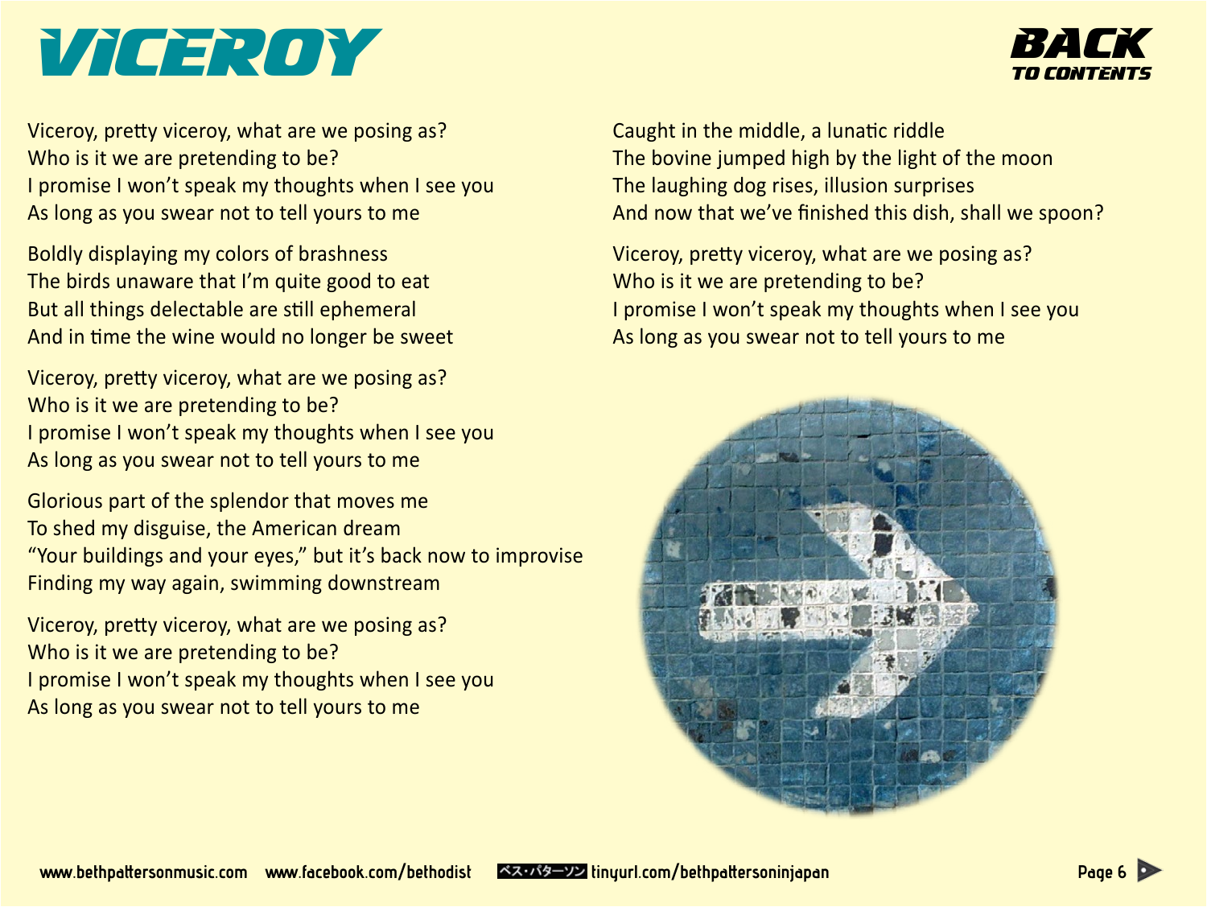# VICEROY

Viceroy, pretty viceroy, what are we posing as?
Who is it we are pretending to be?
I promise I won't speak my thoughts when I see you
As long as you swear not to tell yours to me

Boldly displaying my colors of brashness
The birds unaware that I'm quite good to eat
But all things delectable are still ephemeral
And in time the wine would no longer be sweet

Viceroy, pretty viceroy, what are we posing as?
Who is it we are pretending to be?
I promise I won't speak my thoughts when I see you
As long as you swear not to tell yours to me

Glorious part of the splendor that moves me
To shed my disguise, the American dream
"Your buildings and your eyes," but it's back now to improvise
Finding my way again, swimming downstream

Viceroy, pretty viceroy, what are we posing as?
Who is it we are pretending to be?
I promise I won't speak my thoughts when I see you
As long as you swear not to tell yours to me

Caught in the middle, a lunatic riddle
The bovine jumped high by the light of the moon
The laughing dog rises, illusion surprises
And now that we've finished this dish, shall we spoon?

Viceroy, pretty viceroy, what are we posing as?
Who is it we are pretending to be?
I promise I won't speak my thoughts when I see you
As long as you swear not to tell yours to me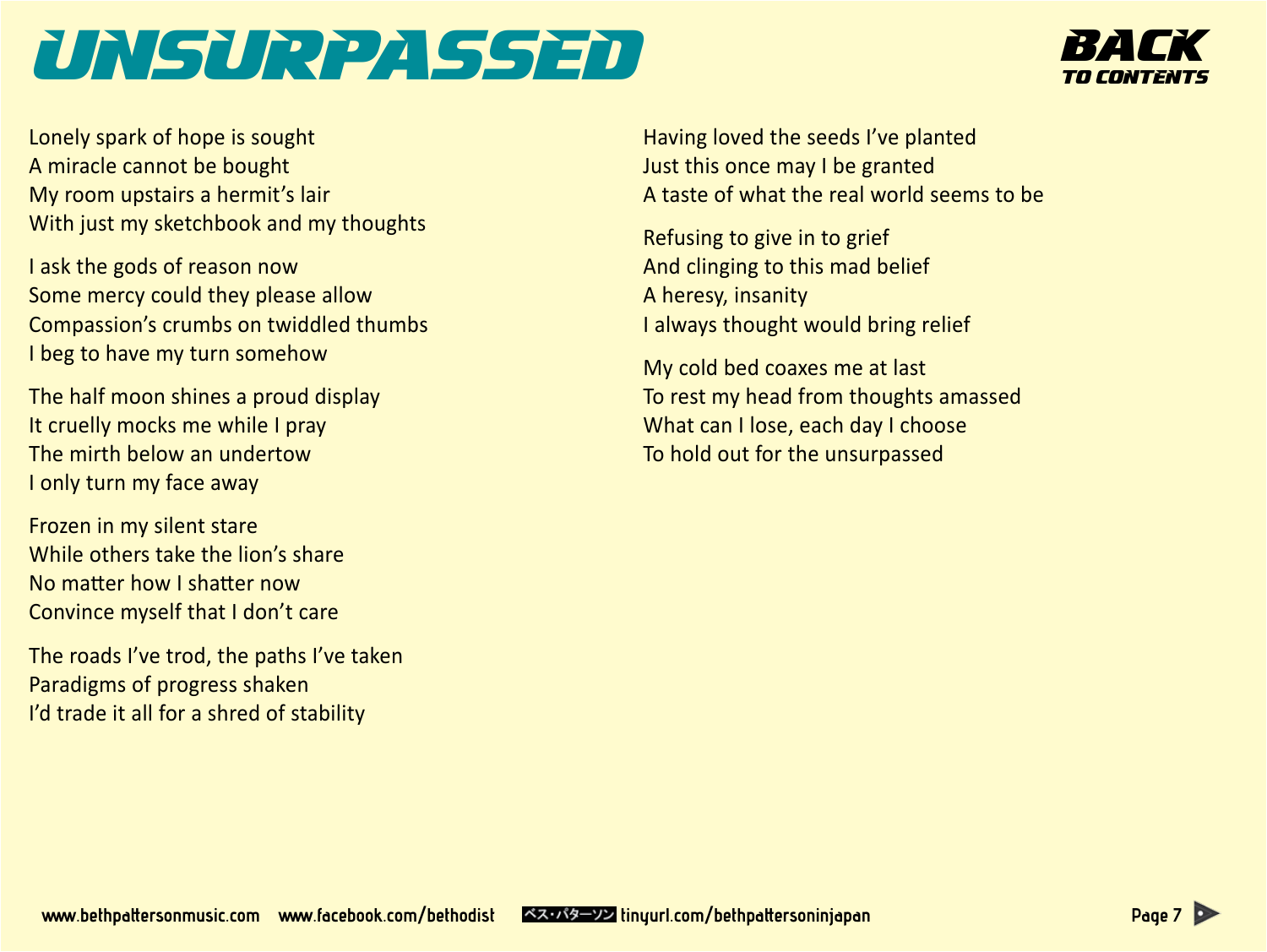# UNSURPASSED

BACK TO CONTENTS

Lonely spark of hope is sought
A miracle cannot be bought
My room upstairs a hermit's lair
With just my sketchbook and my thoughts

I ask the gods of reason now
Some mercy could they please allow
Compassion's crumbs on twiddled thumbs
I beg to have my turn somehow

The half moon shines a proud display
It cruelly mocks me while I pray
The mirth below an undertow
I only turn my face away

Frozen in my silent stare
While others take the lion's share
No matter how I shatter now
Convince myself that I don't care

The roads I've trod, the paths I've taken
Paradigms of progress shaken
I'd trade it all for a shred of stability

Having loved the seeds I've planted
Just this once may I be granted
A taste of what the real world seems to be

Refusing to give in to grief
And clinging to this mad belief
A heresy, insanity
I always thought would bring relief

My cold bed coaxes me at last
To rest my head from thoughts amassed
What can I lose, each day I choose
To hold out for the unsurpassed

www.bethpattersonmusic.com www.facebook.com/bethodist ベス・パターソン tinyurl.com/bethpattersoninjapan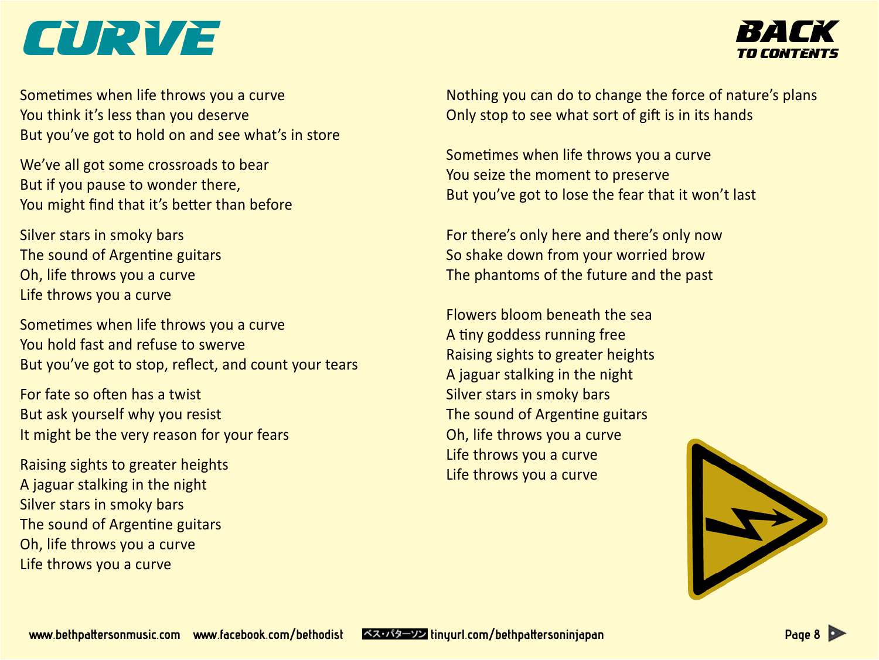# CURVE

BACK TO CONTENTS

Sometimes when life throws you a curve
You think it's less than you deserve
But you've got to hold on and see what's in store

We've all got some crossroads to bear
But if you pause to wonder there,
You might find that it's better than before

Silver stars in smoky bars
The sound of Argentine guitars
Oh, life throws you a curve
Life throws you a curve

Sometimes when life throws you a curve
You hold fast and refuse to swerve
But you've got to stop, reflect, and count your tears

For fate so often has a twist
But ask yourself why you resist
It might be the very reason for your fears

Raising sights to greater heights
A jaguar stalking in the night
Silver stars in smoky bars
The sound of Argentine guitars
Oh, life throws you a curve
Life throws you a curve

Nothing you can do to change the force of nature's plans
Only stop to see what sort of gift is in its hands

Sometimes when life throws you a curve
You seize the moment to preserve
But you've got to lose the fear that it won't last

For there's only here and there's only now
So shake down from your worried brow
The phantoms of the future and the past

Flowers bloom beneath the sea
A tiny goddess running free
Raising sights to greater heights
A jaguar stalking in the night
Silver stars in smoky bars
The sound of Argentine guitars
Oh, life throws you a curve
Life throws you a curve
Life throws you a curve

www.bethpattersonmusic.com www.facebook.com/bethodist ベス・パターソン tinyurl.com/bethpattersoninjapan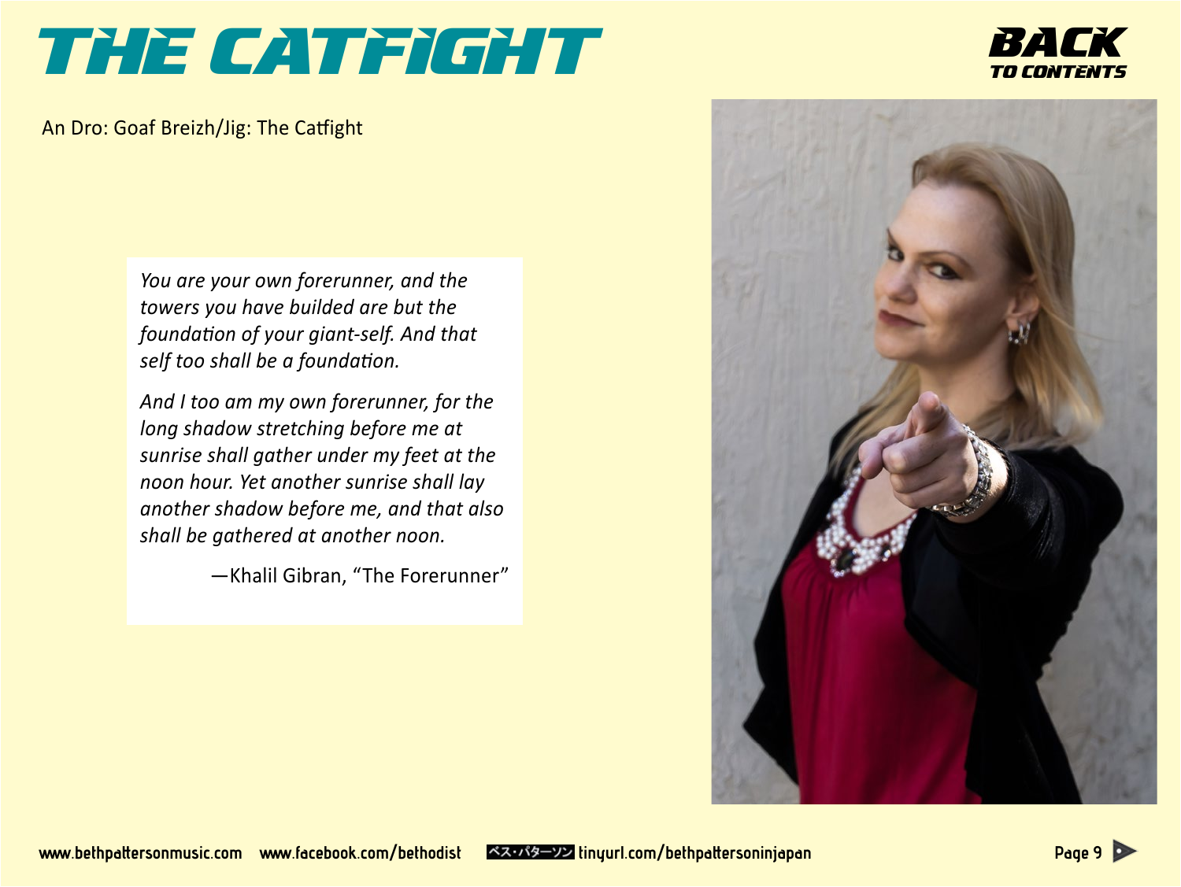# THE CATFIGHT

**BACK TO CONTENTS**

An Dro: Goaf Breizh/Jig: The Catfight

*You are your own forerunner, and the towers you have builded are but the foundation of your giant-self. And that self too shall be a foundation.*

*And I too am my own forerunner, for the long shadow stretching before me at sunrise shall gather under my feet at the noon hour. Yet another sunrise shall lay another shadow before me, and that also shall be gathered at another noon.*

—Khalil Gibran, "The Forerunner"

www.bethpattersonmusic.com www.facebook.com/bethodist ベス・パターソン tinyurl.com/bethpattersoninjapan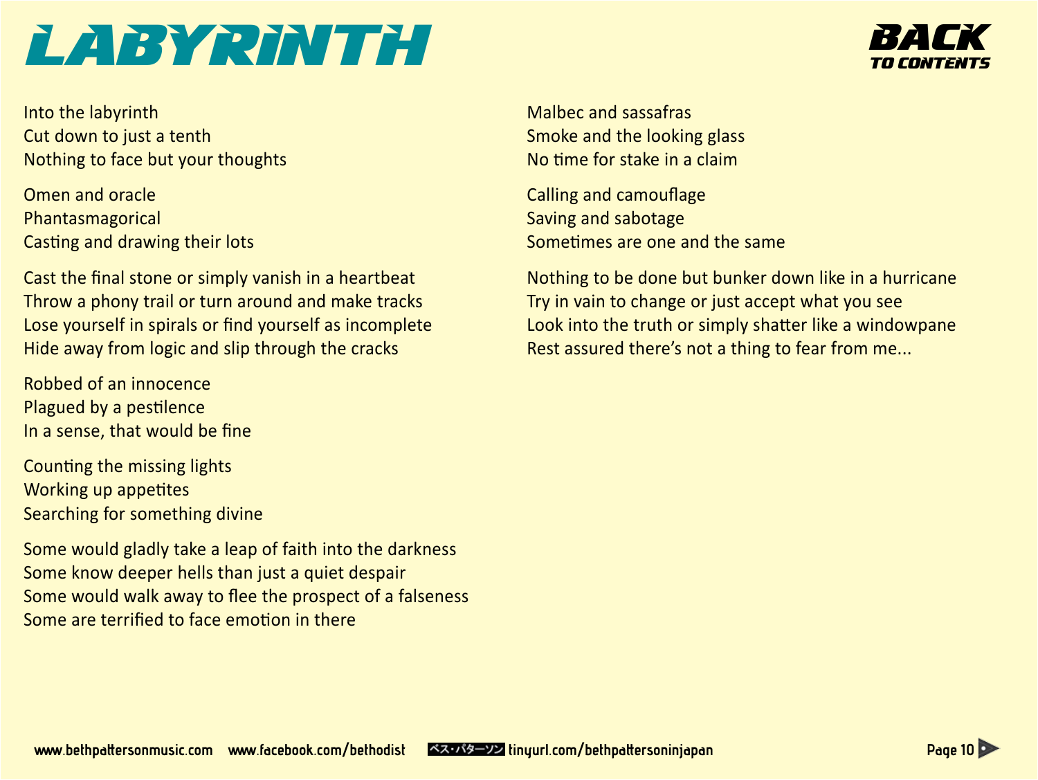# LABYRINTH

Into the labyrinth
Cut down to just a tenth
Nothing to face but your thoughts

Omen and oracle
Phantasmagorical
Casting and drawing their lots

Cast the final stone or simply vanish in a heartbeat
Throw a phony trail or turn around and make tracks
Lose yourself in spirals or find yourself as incomplete
Hide away from logic and slip through the cracks

Robbed of an innocence
Plagued by a pestilence
In a sense, that would be fine

Counting the missing lights
Working up appetites
Searching for something divine

Some would gladly take a leap of faith into the darkness
Some know deeper hells than just a quiet despair
Some would walk away to flee the prospect of a falseness
Some are terrified to face emotion in there

Malbec and sassafras
Smoke and the looking glass
No time for stake in a claim

Calling and camouflage
Saving and sabotage
Sometimes are one and the same

Nothing to be done but bunker down like in a hurricane
Try in vain to change or just accept what you see
Look into the truth or simply shatter like a windowpane
Rest assured there's not a thing to fear from me...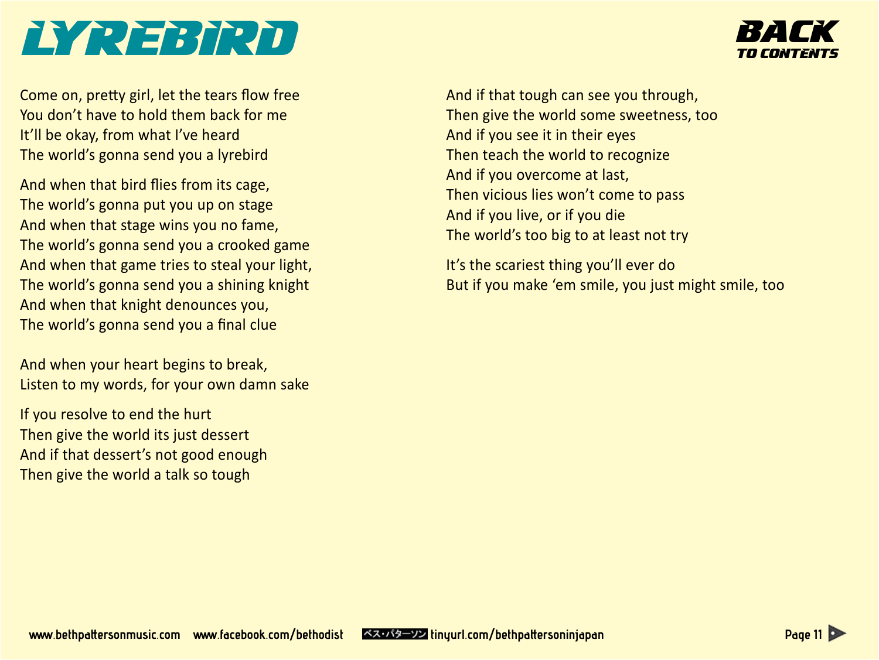# LYREBIRD

Come on, pretty girl, let the tears flow free
You don't have to hold them back for me
It'll be okay, from what I've heard
The world's gonna send you a lyrebird

And when that bird flies from its cage,
The world's gonna put you up on stage
And when that stage wins you no fame,
The world's gonna send you a crooked game
And when that game tries to steal your light,
The world's gonna send you a shining knight
And when that knight denounces you,
The world's gonna send you a final clue

And when your heart begins to break,
Listen to my words, for your own damn sake

If you resolve to end the hurt
Then give the world its just dessert
And if that dessert's not good enough
Then give the world a talk so tough
And if that tough can see you through,
Then give the world some sweetness, too
And if you see it in their eyes
Then teach the world to recognize
And if you overcome at last,
Then vicious lies won't come to pass
And if you live, or if you die
The world's too big to at least not try

It's the scariest thing you'll ever do
But if you make 'em smile, you just might smile, too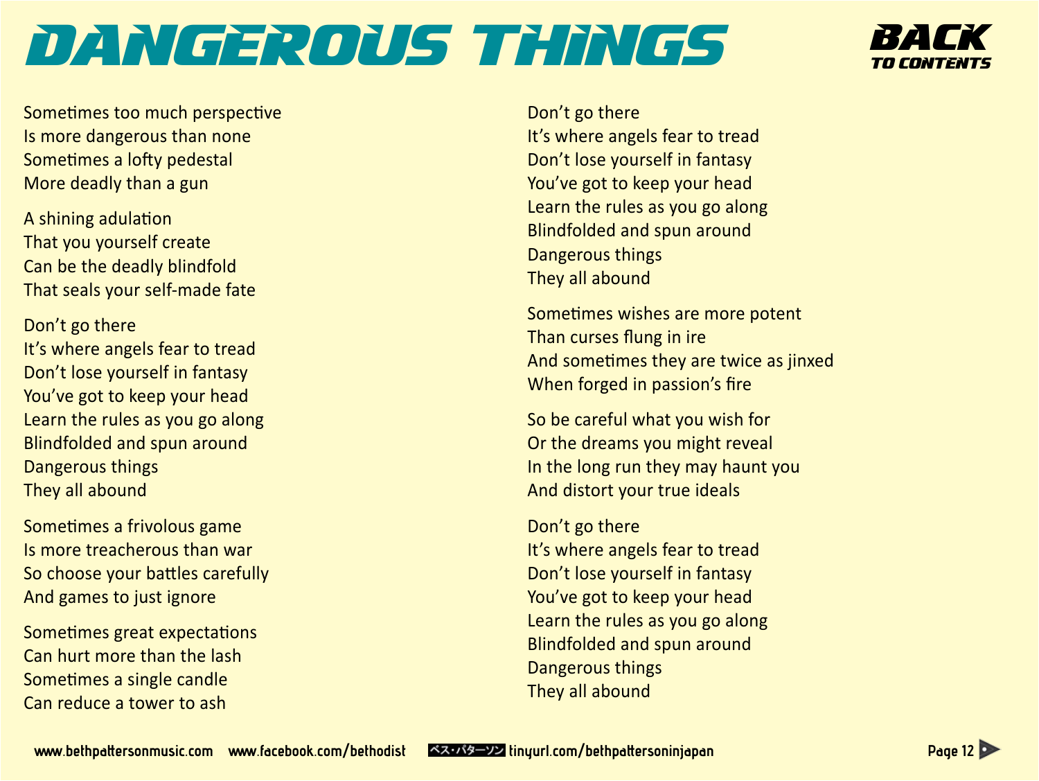# DANGEROUS THINGS

**BACK TO CONTENTS**

Sometimes too much perspective
Is more dangerous than none
Sometimes a lofty pedestal
More deadly than a gun

A shining adulation
That you yourself create
Can be the deadly blindfold
That seals your self-made fate

Don't go there
It's where angels fear to tread
Don't lose yourself in fantasy
You've got to keep your head
Learn the rules as you go along
Blindfolded and spun around
Dangerous things
They all abound

Sometimes a frivolous game
Is more treacherous than war
So choose your battles carefully
And games to just ignore

Sometimes great expectations
Can hurt more than the lash
Sometimes a single candle
Can reduce a tower to ash

Don't go there
It's where angels fear to tread
Don't lose yourself in fantasy
You've got to keep your head
Learn the rules as you go along
Blindfolded and spun around
Dangerous things
They all abound

Sometimes wishes are more potent
Than curses flung in ire
And sometimes they are twice as jinxed
When forged in passion's fire

So be careful what you wish for
Or the dreams you might reveal
In the long run they may haunt you
And distort your true ideals

Don't go there
It's where angels fear to tread
Don't lose yourself in fantasy
You've got to keep your head
Learn the rules as you go along
Blindfolded and spun around
Dangerous things
They all abound

www.bethpattersonmusic.com www.facebook.com/bethodist ベス・パターソン tinyurl.com/bethpattersoninjapan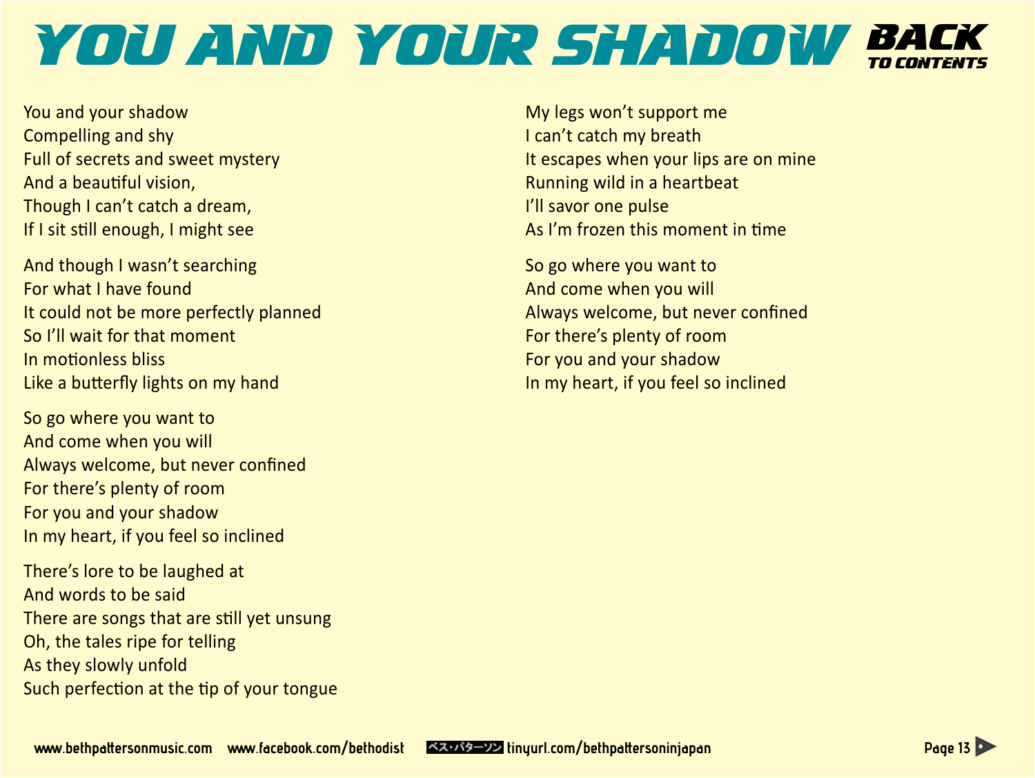# YOU AND YOUR SHADOW

**BACK TO CONTENTS**

You and your shadow
Compelling and shy
Full of secrets and sweet mystery
And a beautiful vision,
Though I can't catch a dream,
If I sit still enough, I might see

And though I wasn't searching
For what I have found
It could not be more perfectly planned
So I'll wait for that moment
In motionless bliss
Like a butterfly lights on my hand

So go where you want to
And come when you will
Always welcome, but never confined
For there's plenty of room
For you and your shadow
In my heart, if you feel so inclined

There's lore to be laughed at
And words to be said
There are songs that are still yet unsung
Oh, the tales ripe for telling
As they slowly unfold
Such perfection at the tip of your tongue

My legs won't support me
I can't catch my breath
It escapes when your lips are on mine
Running wild in a heartbeat
I'll savor one pulse
As I'm frozen this moment in time

So go where you want to
And come when you will
Always welcome, but never confined
For there's plenty of room
For you and your shadow
In my heart, if you feel so inclined

www.bethpattersonmusic.com www.facebook.com/bethodist ベス・パターソン tinyurl.com/bethpattersoninjapan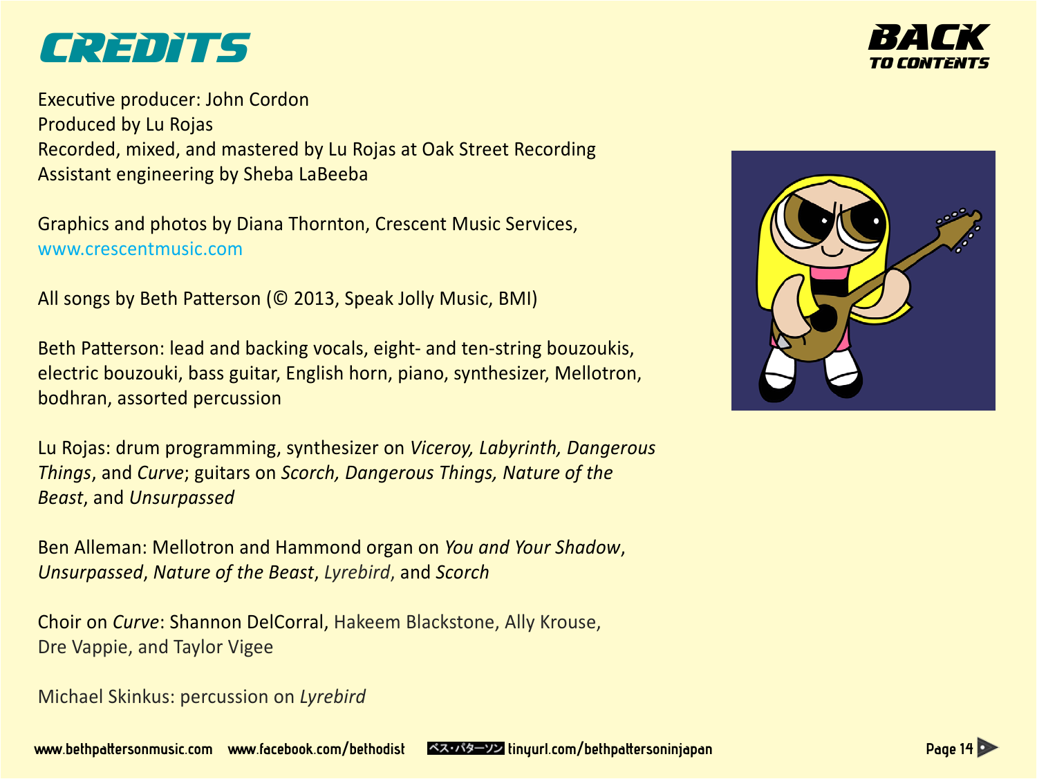# CREDITS

Executive producer: John Cordon
Produced by Lu Rojas
Recorded, mixed, and mastered by Lu Rojas at Oak Street Recording
Assistant engineering by Sheba LaBeeba

Graphics and photos by Diana Thornton, Crescent Music Services,
www.crescentmusic.com

All songs by Beth Patterson (© 2013, Speak Jolly Music, BMI)

Beth Patterson: lead and backing vocals, eight- and ten-string bouzoukis, electric bouzouki, bass guitar, English horn, piano, synthesizer, Mellotron, bodhran, assorted percussion

Lu Rojas: drum programming, synthesizer on *Viceroy, Labyrinth, Dangerous Things*, and *Curve*; guitars on *Scorch, Dangerous Things, Nature of the Beast*, and *Unsurpassed*

Ben Alleman: Mellotron and Hammond organ on *You and Your Shadow*, *Unsurpassed*, *Nature of the Beast*, *Lyrebird*, and *Scorch*

Choir on *Curve*: Shannon DelCorral, Hakeem Blackstone, Ally Krouse, Dre Vappie, and Taylor Vigee

Michael Skinkus: percussion on *Lyrebird*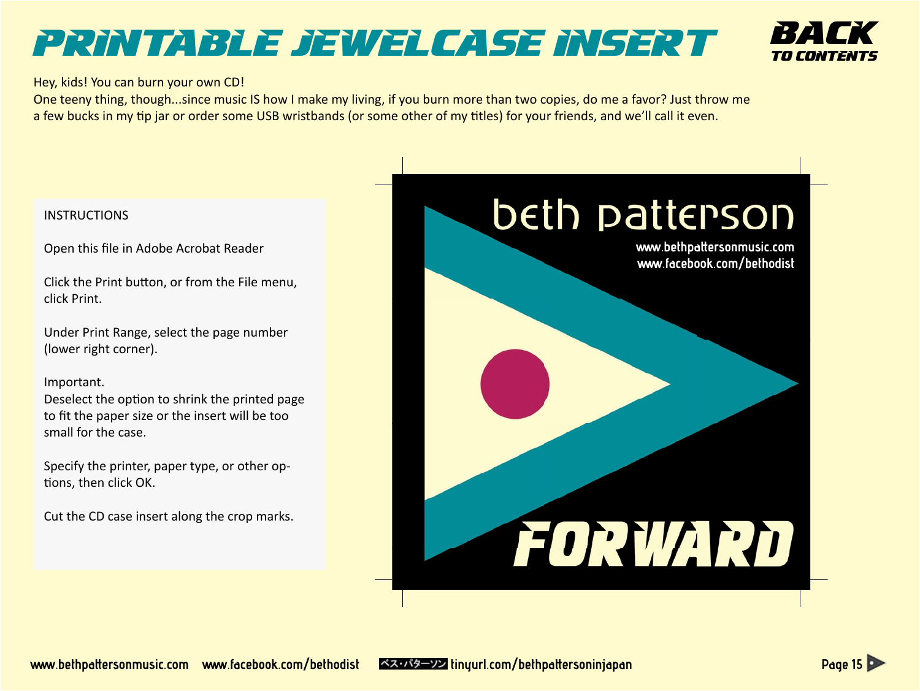# PRINTABLE JEWELCASE INSERT

**BACK TO CONTENTS**

Hey, kids! You can burn your own CD!
One teeny thing, though...since music IS how I make my living, if you burn more than two copies, do me a favor? Just throw me a few bucks in my tip jar or order some USB wristbands (or some other of my titles) for your friends, and we'll call it even.

INSTRUCTIONS

Open this file in Adobe Acrobat Reader

Click the Print button, or from the File menu, click Print.

Under Print Range, select the page number (lower right corner).

Important.
Deselect the option to shrink the printed page to fit the paper size or the insert will be too small for the case.

Specify the printer, paper type, or other options, then click OK.

Cut the CD case insert along the crop marks.

beth patterson

www.bethpattersonmusic.com
www.facebook.com/bethodist

FORWARD

www.bethpattersonmusic.com www.facebook.com/bethodist ベス・パターソン tinyurl.com/bethpattersoninjapan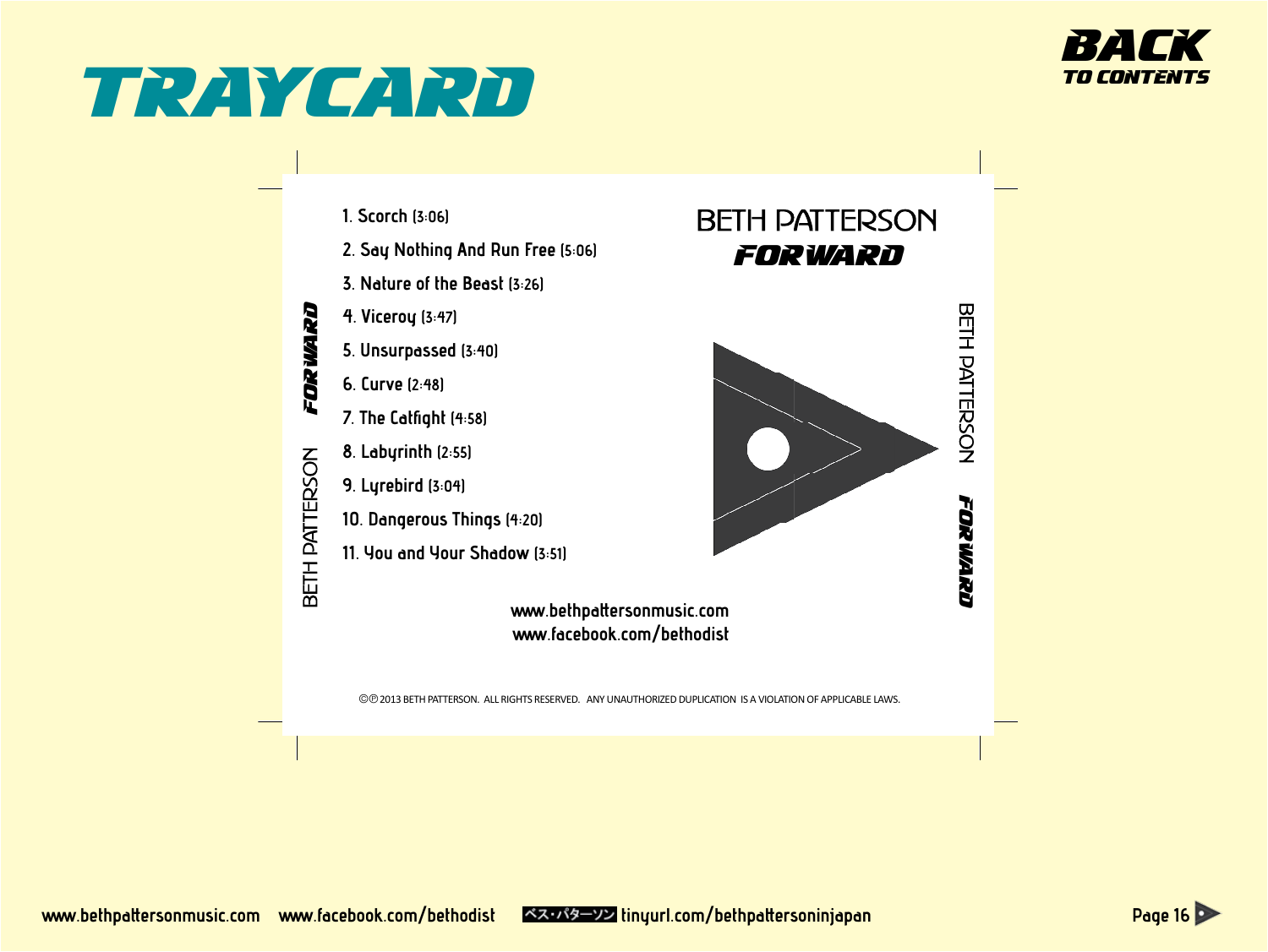# TRAYCARD

**BACK TO CONTENTS**

BETH PATTERSON
***FORWARD***

1. Scorch (3:06)
2. Say Nothing And Run Free (5:06)
3. Nature of the Beast (3:26)
4. Viceroy (3:47)
5. Unsurpassed (3:40)
6. Curve (2:48)
7. The Catfight (4:58)
8. Labyrinth (2:55)
9. Lyrebird (3:04)
10. Dangerous Things (4:20)
11. You and Your Shadow (3:51)

BETH PATTERSON ***FORWARD***

BETH PATTERSON ***FORWARD***

www.bethpattersonmusic.com
www.facebook.com/bethodist

©℗ 2013 BETH PATTERSON. ALL RIGHTS RESERVED. ANY UNAUTHORIZED DUPLICATION IS A VIOLATION OF APPLICABLE LAWS.

www.bethpattersonmusic.com www.facebook.com/bethodist ベス・パターソン tinyurl.com/bethpattersoninjapan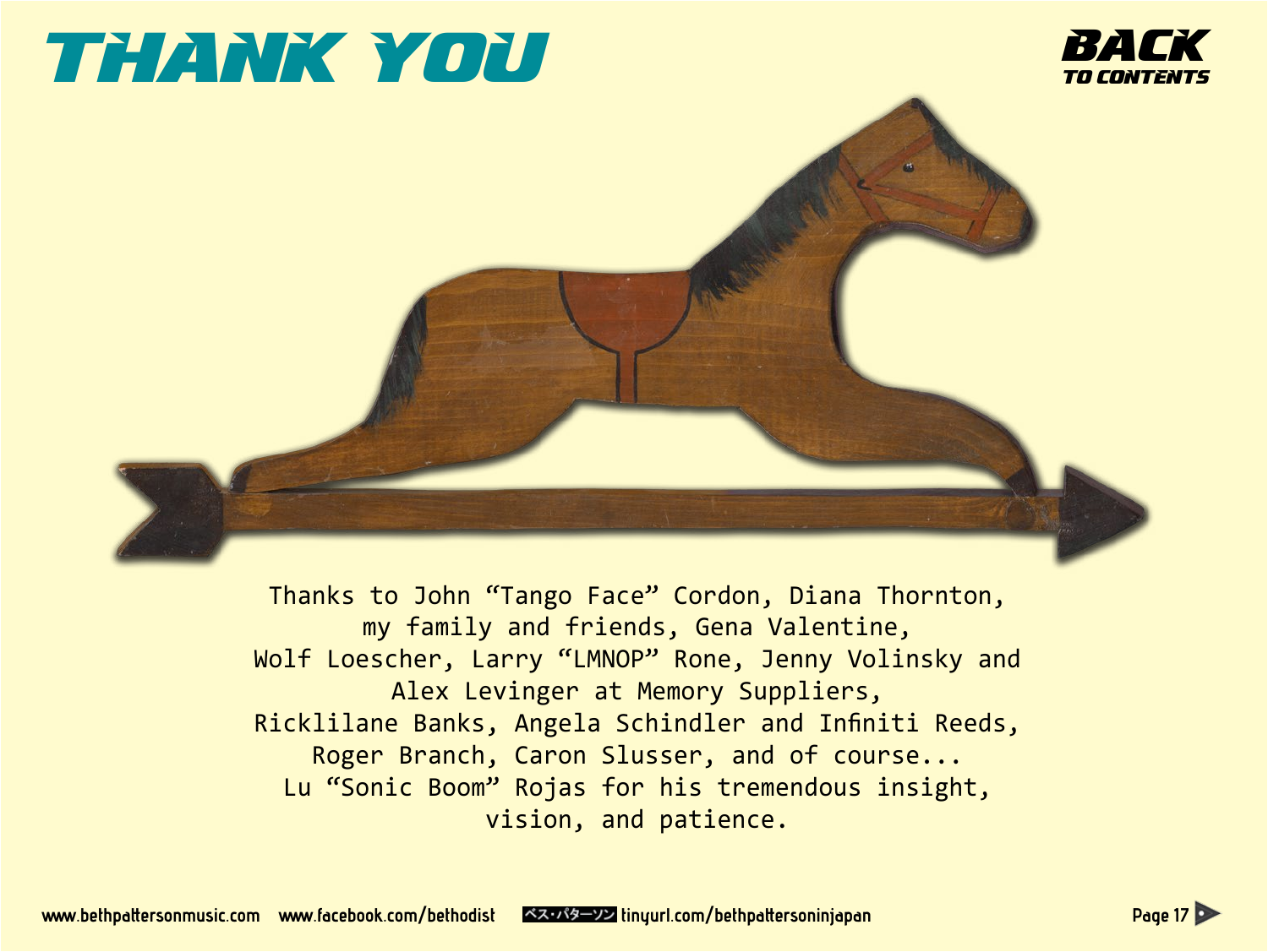# THANK YOU

BACK TO CONTENTS

Thanks to John “Tango Face” Cordon, Diana Thornton,
my family and friends, Gena Valentine,
Wolf Loescher, Larry “LMNOP” Rone, Jenny Volinsky and
Alex Levinger at Memory Suppliers,
Ricklilane Banks, Angela Schindler and Infiniti Reeds,
Roger Branch, Caron Slusser, and of course...
Lu “Sonic Boom” Rojas for his tremendous insight,
vision, and patience.

www.bethpattersonmusic.com www.facebook.com/bethodist ベス・パターソン tinyurl.com/bethpattersoninjapan